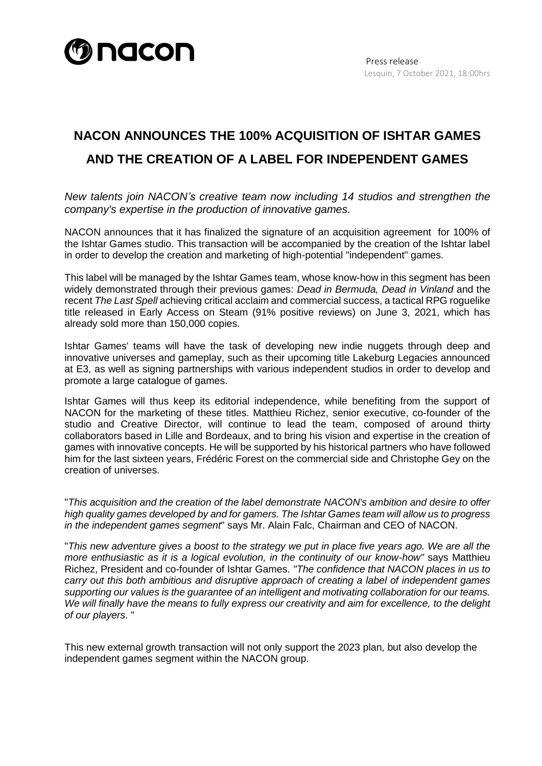nacon

Press release
Lesquin, 7 October 2021, 18:00hrs

# NACON ANNOUNCES THE 100% ACQUISITION OF ISHTAR GAMES AND THE CREATION OF A LABEL FOR INDEPENDENT GAMES

*New talents join NACON's creative team now including 14 studios and strengthen the company's expertise in the production of innovative games.*

NACON announces that it has finalized the signature of an acquisition agreement for 100% of the Ishtar Games studio. This transaction will be accompanied by the creation of the Ishtar label in order to develop the creation and marketing of high-potential "independent" games.

This label will be managed by the Ishtar Games team, whose know-how in this segment has been widely demonstrated through their previous games: *Dead in Bermuda, Dead in Vinland* and the recent *The Last Spell* achieving critical acclaim and commercial success, a tactical RPG roguelike title released in Early Access on Steam (91% positive reviews) on June 3, 2021, which has already sold more than 150,000 copies.

Ishtar Games' teams will have the task of developing new indie nuggets through deep and innovative universes and gameplay, such as their upcoming title Lakeburg Legacies announced at E3, as well as signing partnerships with various independent studios in order to develop and promote a large catalogue of games.

Ishtar Games will thus keep its editorial independence, while benefiting from the support of NACON for the marketing of these titles. Matthieu Richez, senior executive, co-founder of the studio and Creative Director, will continue to lead the team, composed of around thirty collaborators based in Lille and Bordeaux, and to bring his vision and expertise in the creation of games with innovative concepts. He will be supported by his historical partners who have followed him for the last sixteen years, Frédéric Forest on the commercial side and Christophe Gey on the creation of universes.

"*This acquisition and the creation of the label demonstrate NACON's ambition and desire to offer high quality games developed by and for gamers. The Ishtar Games team will allow us to progress in the independent games segment*" says Mr. Alain Falc, Chairman and CEO of NACON.

"*This new adventure gives a boost to the strategy we put in place five years ago. We are all the more enthusiastic as it is a logical evolution, in the continuity of our know-how"* says Matthieu Richez, President and co-founder of Ishtar Games. *"The confidence that NACON places in us to carry out this both ambitious and disruptive approach of creating a label of independent games supporting our values is the guarantee of an intelligent and motivating collaboration for our teams. We will finally have the means to fully express our creativity and aim for excellence, to the delight of our players*. "

This new external growth transaction will not only support the 2023 plan, but also develop the independent games segment within the NACON group.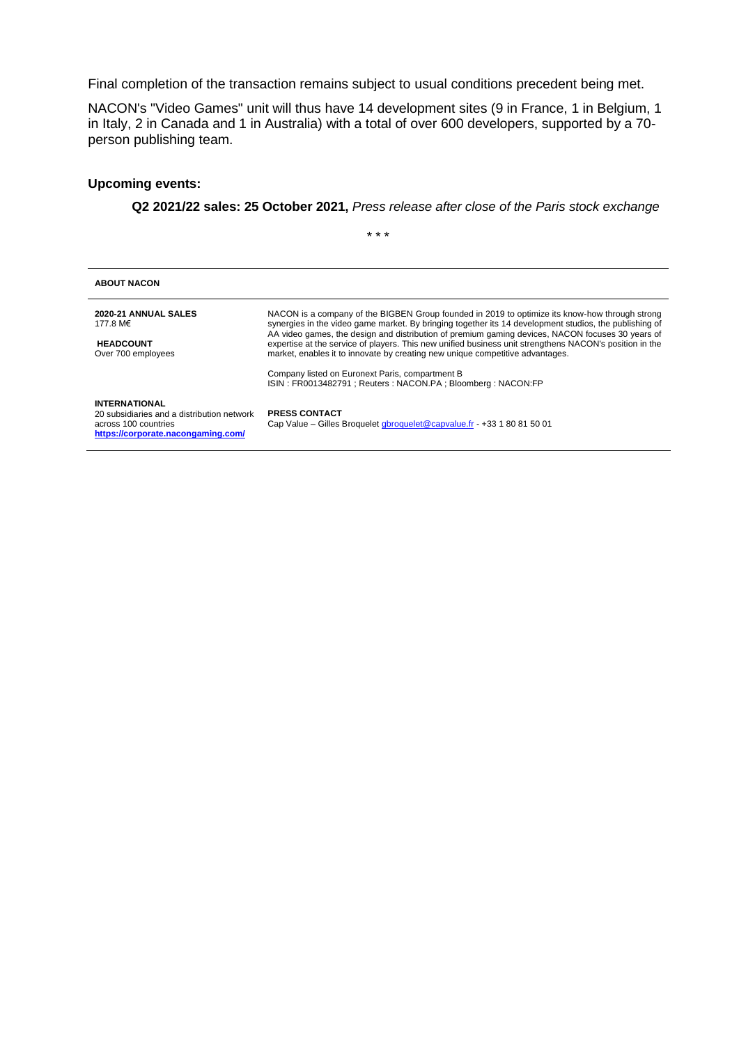Final completion of the transaction remains subject to usual conditions precedent being met.

NACON's "Video Games" unit will thus have 14 development sites (9 in France, 1 in Belgium, 1 in Italy, 2 in Canada and 1 in Australia) with a total of over 600 developers, supported by a 70-person publishing team.

### Upcoming events:

**Q2 2021/22 sales: 25 October 2021,** *Press release after close of the Paris stock exchange*

\* \* \*

**ABOUT NACON**

**2020-21 ANNUAL SALES**
177.8 M€

**HEADCOUNT**
Over 700 employees

**INTERNATIONAL**
20 subsidiaries and a distribution network across 100 countries
**https://corporate.nacongaming.com/**

NACON is a company of the BIGBEN Group founded in 2019 to optimize its know-how through strong synergies in the video game market. By bringing together its 14 development studios, the publishing of AA video games, the design and distribution of premium gaming devices, NACON focuses 30 years of expertise at the service of players. This new unified business unit strengthens NACON's position in the market, enables it to innovate by creating new unique competitive advantages.

Company listed on Euronext Paris, compartment B
ISIN : FR0013482791 ; Reuters : NACON.PA ; Bloomberg : NACON:FP

**PRESS CONTACT**
Cap Value – Gilles Broquelet gbroquelet@capvalue.fr - +33 1 80 81 50 01